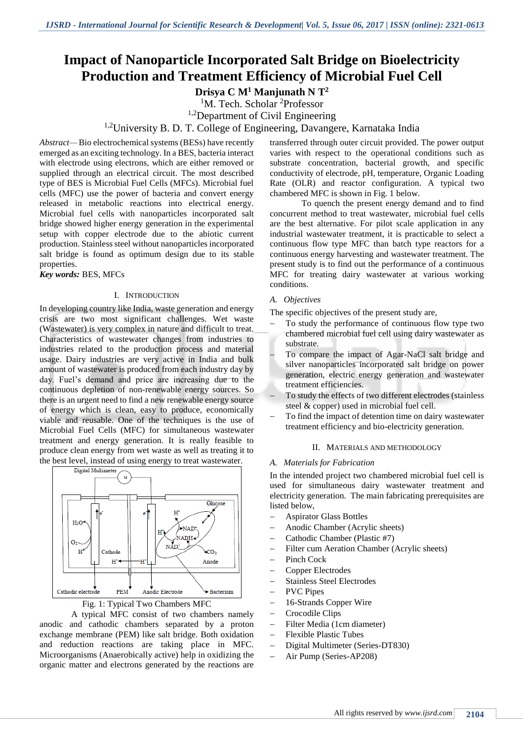# Impact of Nanoparticle Incorporated Salt Bridge on Bioelectricity Production and Treatment Efficiency of Microbial Fuel Cell

**Drisya C M[1] Manjunath N T[2]**

[1]M. Tech. Scholar [2]Professor

[1,2]Department of Civil Engineering

[1,2]University B. D. T. College of Engineering, Davangere, Karnataka India

*Abstract*— Bio electrochemical systems (BESs) have recently emerged as an exciting technology. In a BES, bacteria interact with electrode using electrons, which are either removed or supplied through an electrical circuit. The most described type of BES is Microbial Fuel Cells (MFCs). Microbial fuel cells (MFC) use the power of bacteria and convert energy released in metabolic reactions into electrical energy. Microbial fuel cells with nanoparticles incorporated salt bridge showed higher energy generation in the experimental setup with copper electrode due to the abiotic current production. Stainless steel without nanoparticles incorporated salt bridge is found as optimum design due to its stable properties.

***Key words:*** BES, MFCs

## I. Introduction

In developing country like India, waste generation and energy crisis are two most significant challenges. Wet waste (Wastewater) is very complex in nature and difficult to treat. Characteristics of wastewater changes from industries to industries related to the production process and material usage. Dairy industries are very active in India and bulk amount of wastewater is produced from each industry day by day. Fuel's demand and price are increasing due to the continuous depletion of non-renewable energy sources. So there is an urgent need to find a new renewable energy source of energy which is clean, easy to produce, economically viable and reusable. One of the techniques is the use of Microbial Fuel Cells (MFC) for simultaneous wastewater treatment and energy generation. It is really feasible to produce clean energy from wet waste as well as treating it to the best level, instead of using energy to treat wastewater.

Fig. 1: Typical Two Chambers MFC

A typical MFC consist of two chambers namely anodic and cathodic chambers separated by a proton exchange membrane (PEM) like salt bridge. Both oxidation and reduction reactions are taking place in MFC. Microorganisms (Anaerobically active) help in oxidizing the organic matter and electrons generated by the reactions are transferred through outer circuit provided. The power output varies with respect to the operational conditions such as substrate concentration, bacterial growth, and specific conductivity of electrode, pH, temperature, Organic Loading Rate (OLR) and reactor configuration. A typical two chambered MFC is shown in Fig. 1 below.

To quench the present energy demand and to find concurrent method to treat wastewater, microbial fuel cells are the best alternative. For pilot scale application in any industrial wastewater treatment, it is practicable to select a continuous flow type MFC than batch type reactors for a continuous energy harvesting and wastewater treatment. The present study is to find out the performance of a continuous MFC for treating dairy wastewater at various working conditions.

### A. Objectives

The specific objectives of the present study are,

- To study the performance of continuous flow type two chambered microbial fuel cell using dairy wastewater as substrate.
- To compare the impact of Agar-NaCl salt bridge and silver nanoparticles incorporated salt bridge on power generation, electric energy generation and wastewater treatment efficiencies.
- To study the effects of two different electrodes (stainless steel & copper) used in microbial fuel cell.
- To find the impact of detention time on dairy wastewater treatment efficiency and bio-electricity generation.

## II. Materials and Methodology

### A. Materials for Fabrication

In the intended project two chambered microbial fuel cell is used for simultaneous dairy wastewater treatment and electricity generation. The main fabricating prerequisites are listed below,

- Aspirator Glass Bottles
- Anodic Chamber (Acrylic sheets)
- Cathodic Chamber (Plastic #7)
- Filter cum Aeration Chamber (Acrylic sheets)
- Pinch Cock
- Copper Electrodes
- Stainless Steel Electrodes
- PVC Pipes
- 16-Strands Copper Wire
- Crocodile Clips
- Filter Media (1cm diameter)
- Flexible Plastic Tubes
- Digital Multimeter (Series-DT830)
- Air Pump (Series-AP208)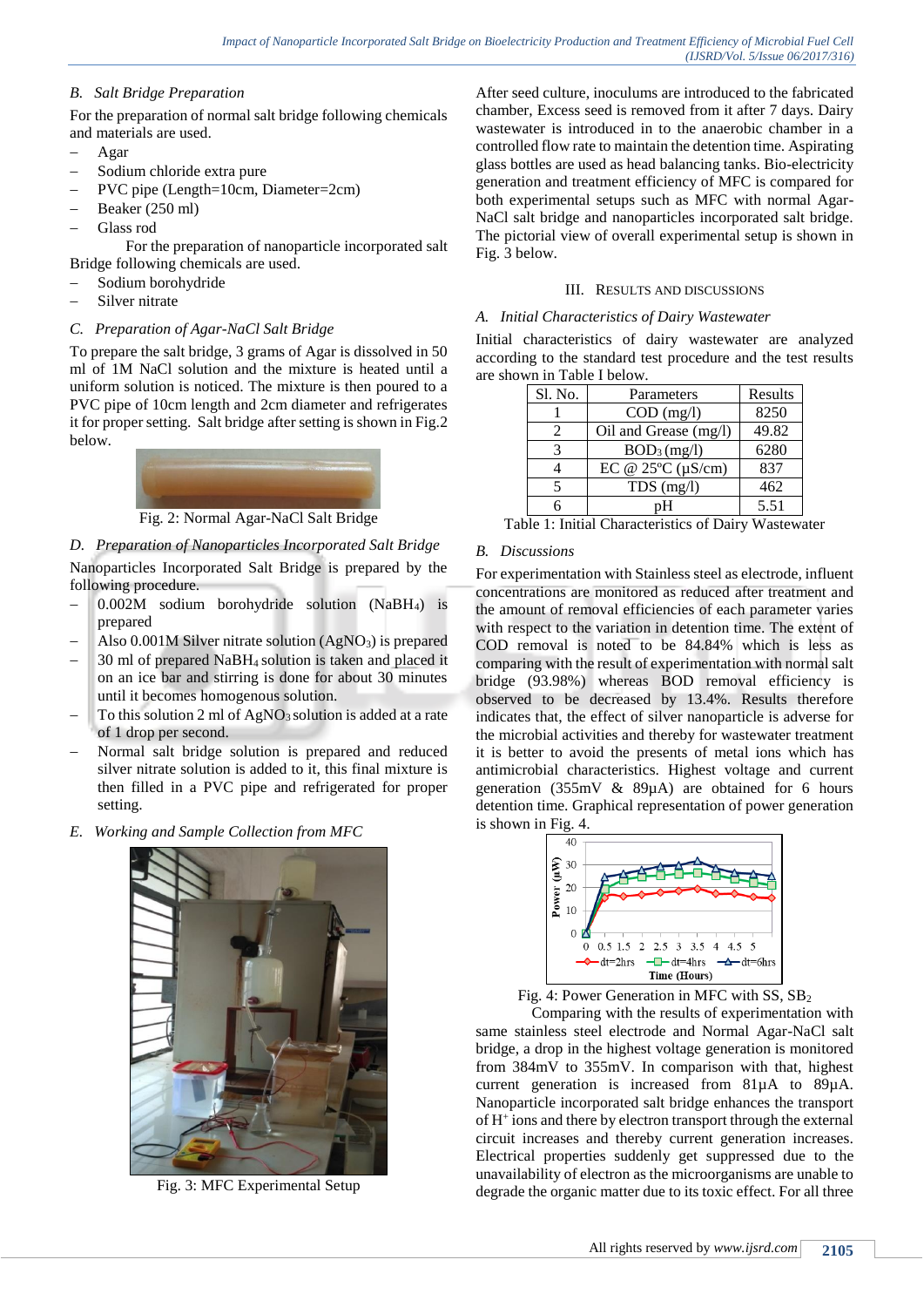### B. Salt Bridge Preparation

For the preparation of normal salt bridge following chemicals and materials are used.

- Agar
- Sodium chloride extra pure
- PVC pipe (Length=10cm, Diameter=2cm)
- Beaker (250 ml)
- Glass rod

For the preparation of nanoparticle incorporated salt Bridge following chemicals are used.

- Sodium borohydride
- Silver nitrate

### C. Preparation of Agar-NaCl Salt Bridge

To prepare the salt bridge, 3 grams of Agar is dissolved in 50 ml of 1M NaCl solution and the mixture is heated until a uniform solution is noticed. The mixture is then poured to a PVC pipe of 10cm length and 2cm diameter and refrigerates it for proper setting. Salt bridge after setting is shown in Fig.2 below.

Fig. 2: Normal Agar-NaCl Salt Bridge

### D. Preparation of Nanoparticles Incorporated Salt Bridge

Nanoparticles Incorporated Salt Bridge is prepared by the following procedure.

- 0.002M sodium borohydride solution ($NaBH_4$) is prepared
- Also 0.001M Silver nitrate solution ($AgNO_3$) is prepared
- 30 ml of prepared $NaBH_4$ solution is taken and placed it on an ice bar and stirring is done for about 30 minutes until it becomes homogenous solution.
- To this solution 2 ml of $AgNO_3$ solution is added at a rate of 1 drop per second.
- Normal salt bridge solution is prepared and reduced silver nitrate solution is added to it, this final mixture is then filled in a PVC pipe and refrigerated for proper setting.

### E. Working and Sample Collection from MFC

Fig. 3: MFC Experimental Setup

After seed culture, inoculums are introduced to the fabricated chamber, Excess seed is removed from it after 7 days. Dairy wastewater is introduced in to the anaerobic chamber in a controlled flow rate to maintain the detention time. Aspirating glass bottles are used as head balancing tanks. Bio-electricity generation and treatment efficiency of MFC is compared for both experimental setups such as MFC with normal Agar-NaCl salt bridge and nanoparticles incorporated salt bridge. The pictorial view of overall experimental setup is shown in Fig. 3 below.

## III. Results and Discussions

### A. Initial Characteristics of Dairy Wastewater

Initial characteristics of dairy wastewater are analyzed according to the standard test procedure and the test results are shown in Table I below.

| Sl. No. | Parameters | Results |
|---|---|---|
| 1 | COD (mg/l) | 8250 |
| 2 | Oil and Grease (mg/l) | 49.82 |
| 3 | $BOD_3$ (mg/l) | 6280 |
| 4 | EC @ 25ºC (μS/cm) | 837 |
| 5 | TDS (mg/l) | 462 |
| 6 | pH | 5.51 |

Table 1: Initial Characteristics of Dairy Wastewater

### B. Discussions

For experimentation with Stainless steel as electrode, influent concentrations are monitored as reduced after treatment and the amount of removal efficiencies of each parameter varies with respect to the variation in detention time. The extent of COD removal is noted to be 84.84% which is less as comparing with the result of experimentation with normal salt bridge (93.98%) whereas BOD removal efficiency is observed to be decreased by 13.4%. Results therefore indicates that, the effect of silver nanoparticle is adverse for the microbial activities and thereby for wastewater treatment it is better to avoid the presents of metal ions which has antimicrobial characteristics. Highest voltage and current generation (355mV & 89μA) are obtained for 6 hours detention time. Graphical representation of power generation is shown in Fig. 4.

Fig. 4: Power Generation in MFC with SS, $SB_2$

Comparing with the results of experimentation with same stainless steel electrode and Normal Agar-NaCl salt bridge, a drop in the highest voltage generation is monitored from 384mV to 355mV. In comparison with that, highest current generation is increased from 81μA to 89μA. Nanoparticle incorporated salt bridge enhances the transport of $H^+$ ions and there by electron transport through the external circuit increases and thereby current generation increases. Electrical properties suddenly get suppressed due to the unavailability of electron as the microorganisms are unable to degrade the organic matter due to its toxic effect. For all three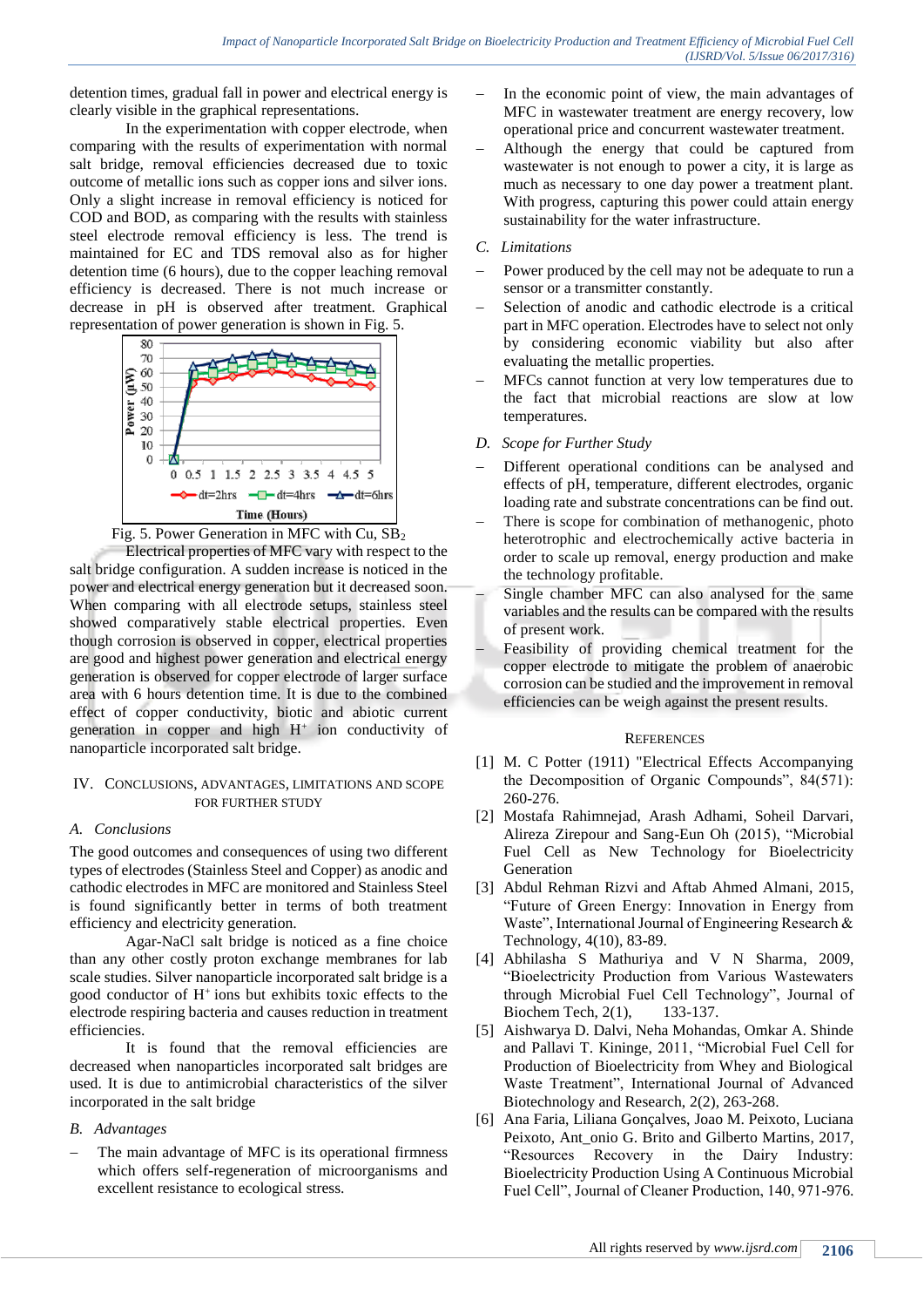detention times, gradual fall in power and electrical energy is clearly visible in the graphical representations.

In the experimentation with copper electrode, when comparing with the results of experimentation with normal salt bridge, removal efficiencies decreased due to toxic outcome of metallic ions such as copper ions and silver ions. Only a slight increase in removal efficiency is noticed for COD and BOD, as comparing with the results with stainless steel electrode removal efficiency is less. The trend is maintained for EC and TDS removal also as for higher detention time (6 hours), due to the copper leaching removal efficiency is decreased. There is not much increase or decrease in pH is observed after treatment. Graphical representation of power generation is shown in Fig. 5.

Fig. 5. Power Generation in MFC with Cu, $SB_2$

Electrical properties of MFC vary with respect to the salt bridge configuration. A sudden increase is noticed in the power and electrical energy generation but it decreased soon. When comparing with all electrode setups, stainless steel showed comparatively stable electrical properties. Even though corrosion is observed in copper, electrical properties are good and highest power generation and electrical energy generation is observed for copper electrode of larger surface area with 6 hours detention time. It is due to the combined effect of copper conductivity, biotic and abiotic current generation in copper and high $H^+$ ion conductivity of nanoparticle incorporated salt bridge.

## IV. Conclusions, Advantages, Limitations and Scope for Further Study

### A. Conclusions

The good outcomes and consequences of using two different types of electrodes (Stainless Steel and Copper) as anodic and cathodic electrodes in MFC are monitored and Stainless Steel is found significantly better in terms of both treatment efficiency and electricity generation.

Agar-NaCl salt bridge is noticed as a fine choice than any other costly proton exchange membranes for lab scale studies. Silver nanoparticle incorporated salt bridge is a good conductor of $H^+$ ions but exhibits toxic effects to the electrode respiring bacteria and causes reduction in treatment efficiencies.

It is found that the removal efficiencies are decreased when nanoparticles incorporated salt bridges are used. It is due to antimicrobial characteristics of the silver incorporated in the salt bridge

### B. Advantages

- The main advantage of MFC is its operational firmness which offers self-regeneration of microorganisms and excellent resistance to ecological stress.
- In the economic point of view, the main advantages of MFC in wastewater treatment are energy recovery, low operational price and concurrent wastewater treatment.
- Although the energy that could be captured from wastewater is not enough to power a city, it is large as much as necessary to one day power a treatment plant. With progress, capturing this power could attain energy sustainability for the water infrastructure.

### C. Limitations

- Power produced by the cell may not be adequate to run a sensor or a transmitter constantly.
- Selection of anodic and cathodic electrode is a critical part in MFC operation. Electrodes have to select not only by considering economic viability but also after evaluating the metallic properties.
- MFCs cannot function at very low temperatures due to the fact that microbial reactions are slow at low temperatures.

### D. Scope for Further Study

- Different operational conditions can be analysed and effects of pH, temperature, different electrodes, organic loading rate and substrate concentrations can be find out.
- There is scope for combination of methanogenic, photo heterotrophic and electrochemically active bacteria in order to scale up removal, energy production and make the technology profitable.
- Single chamber MFC can also analysed for the same variables and the results can be compared with the results of present work.
- Feasibility of providing chemical treatment for the copper electrode to mitigate the problem of anaerobic corrosion can be studied and the improvement in removal efficiencies can be weigh against the present results.

## References

[1] M. C Potter (1911) "Electrical Effects Accompanying the Decomposition of Organic Compounds", 84(571): 260-276.

[2] Mostafa Rahimnejad, Arash Adhami, Soheil Darvari, Alireza Zirepour and Sang-Eun Oh (2015), "Microbial Fuel Cell as New Technology for Bioelectricity Generation

[3] Abdul Rehman Rizvi and Aftab Ahmed Almani, 2015, "Future of Green Energy: Innovation in Energy from Waste", International Journal of Engineering Research & Technology, 4(10), 83-89.

[4] Abhilasha S Mathuriya and V N Sharma, 2009, "Bioelectricity Production from Various Wastewaters through Microbial Fuel Cell Technology", Journal of Biochem Tech, 2(1), 133-137.

[5] Aishwarya D. Dalvi, Neha Mohandas, Omkar A. Shinde and Pallavi T. Kininge, 2011, "Microbial Fuel Cell for Production of Bioelectricity from Whey and Biological Waste Treatment", International Journal of Advanced Biotechnology and Research, 2(2), 263-268.

[6] Ana Faria, Liliana Gonçalves, Joao M. Peixoto, Luciana Peixoto, Ant_onio G. Brito and Gilberto Martins, 2017, "Resources Recovery in the Dairy Industry: Bioelectricity Production Using A Continuous Microbial Fuel Cell", Journal of Cleaner Production, 140, 971-976.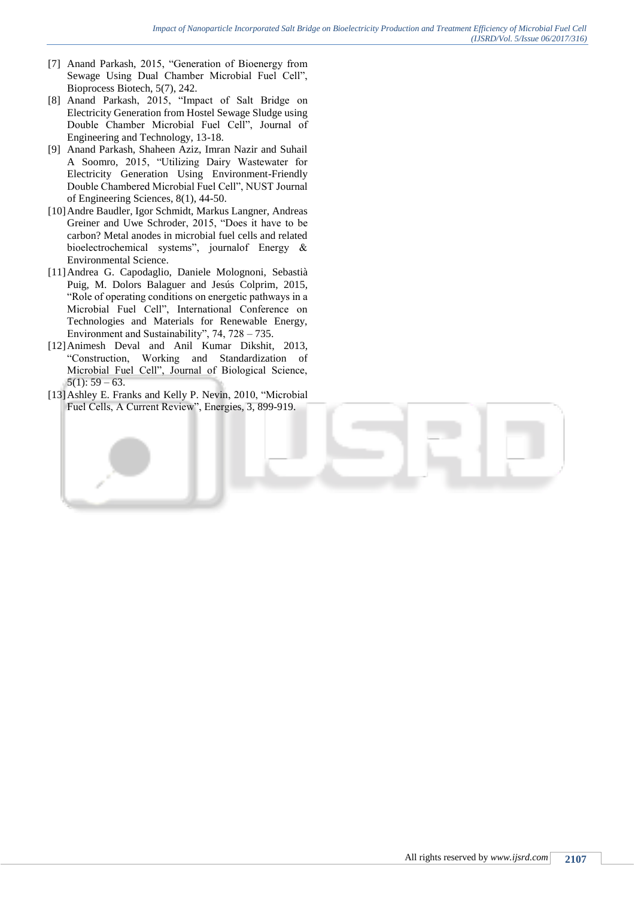[7] Anand Parkash, 2015, "Generation of Bioenergy from Sewage Using Dual Chamber Microbial Fuel Cell", Bioprocess Biotech, 5(7), 242.

[8] Anand Parkash, 2015, "Impact of Salt Bridge on Electricity Generation from Hostel Sewage Sludge using Double Chamber Microbial Fuel Cell", Journal of Engineering and Technology, 13-18.

[9] Anand Parkash, Shaheen Aziz, Imran Nazir and Suhail A Soomro, 2015, "Utilizing Dairy Wastewater for Electricity Generation Using Environment-Friendly Double Chambered Microbial Fuel Cell", NUST Journal of Engineering Sciences, 8(1), 44-50.

[10] Andre Baudler, Igor Schmidt, Markus Langner, Andreas Greiner and Uwe Schroder, 2015, "Does it have to be carbon? Metal anodes in microbial fuel cells and related bioelectrochemical systems", journalof Energy & Environmental Science.

[11] Andrea G. Capodaglio, Daniele Molognoni, Sebastià Puig, M. Dolors Balaguer and Jesús Colprim, 2015, "Role of operating conditions on energetic pathways in a Microbial Fuel Cell", International Conference on Technologies and Materials for Renewable Energy, Environment and Sustainability", 74, 728 – 735.

[12] Animesh Deval and Anil Kumar Dikshit, 2013, "Construction, Working and Standardization of Microbial Fuel Cell", Journal of Biological Science, 5(1): 59 – 63.

[13] Ashley E. Franks and Kelly P. Nevin, 2010, "Microbial Fuel Cells, A Current Review", Energies, 3, 899-919.